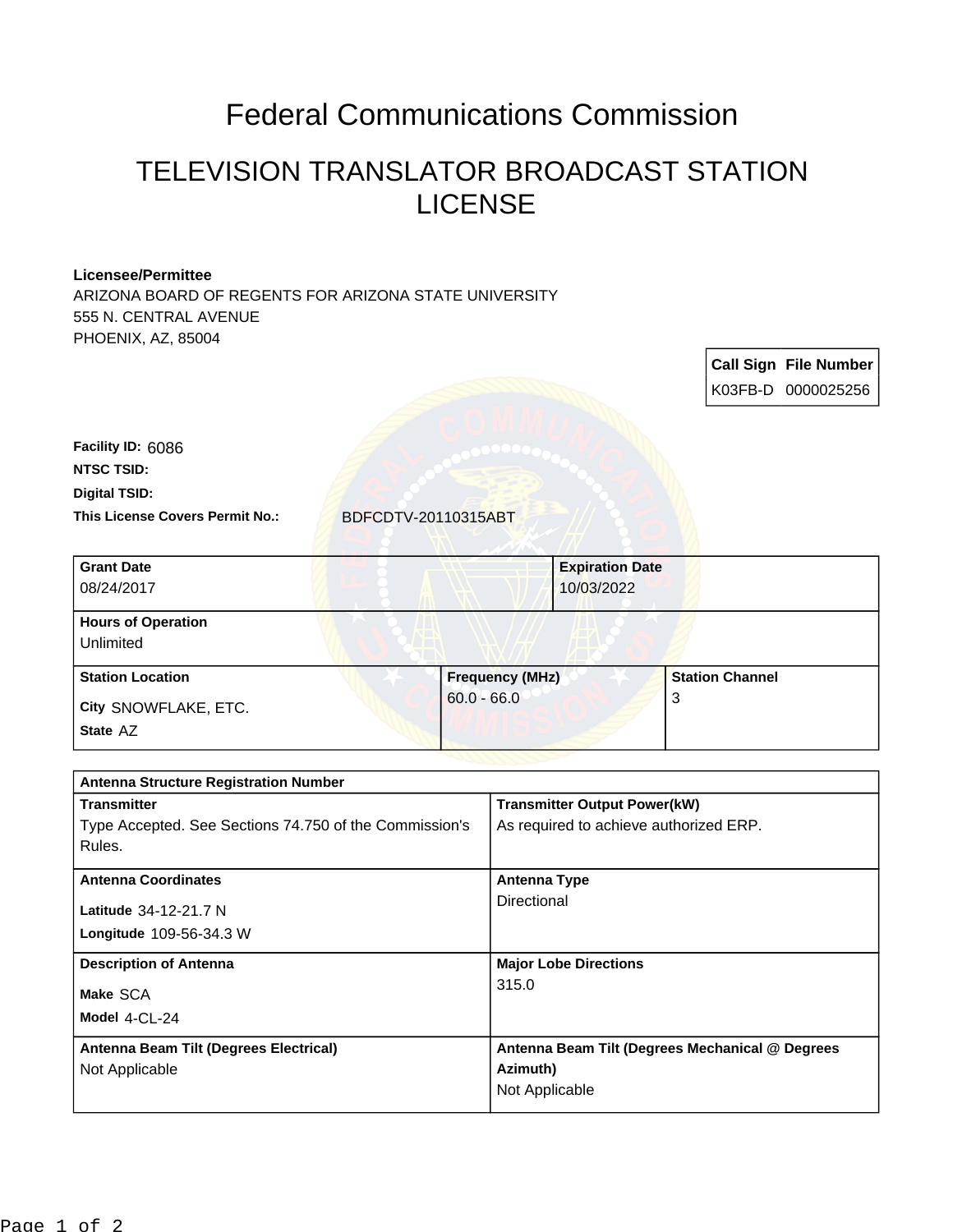# Federal Communications Commission

## TELEVISION TRANSLATOR BROADCAST STATION LICENSE

**Licensee/Permittee**
ARIZONA BOARD OF REGENTS FOR ARIZONA STATE UNIVERSITY
555 N. CENTRAL AVENUE
PHOENIX, AZ, 85004

| Call Sign | File Number |
| --- | --- |
| K03FB-D | 0000025256 |

**Facility ID:** 6086

**NTSC TSID:**

**Digital TSID:**

**This License Covers Permit No.:** BDFCDTV-20110315ABT

| Grant Date | Expiration Date |
| --- | --- |
| 08/24/2017 | 10/03/2022 |

**Hours of Operation**
Unlimited

| Station Location | Frequency (MHz) | Station Channel |
| --- | --- | --- |
| City SNOWFLAKE, ETC.<br>State AZ | 60.0 - 66.0 | 3 |

**Antenna Structure Registration Number**

| Transmitter | Transmitter Output Power(kW) |
| --- | --- |
| Type Accepted. See Sections 74.750 of the Commission's Rules. | As required to achieve authorized ERP. |
| **Antenna Coordinates**<br>Latitude 34-12-21.7 N<br>Longitude 109-56-34.3 W | **Antenna Type**<br>Directional |
| **Description of Antenna**<br>Make SCA<br>Model 4-CL-24 | **Major Lobe Directions**<br>315.0 |
| **Antenna Beam Tilt (Degrees Electrical)**<br>Not Applicable | **Antenna Beam Tilt (Degrees Mechanical @ Degrees Azimuth)**<br>Not Applicable |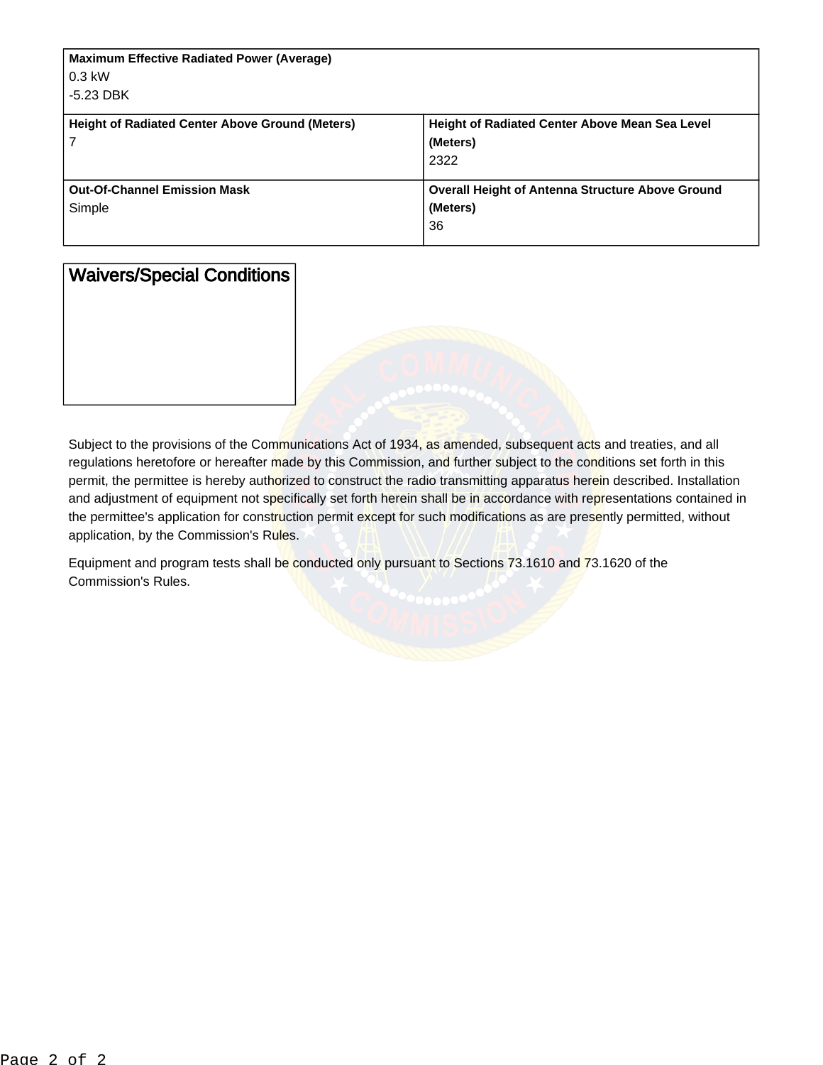| | |
|---|---|
| **Maximum Effective Radiated Power (Average)**<br>0.3 kW<br>-5.23 DBK | |
| **Height of Radiated Center Above Ground (Meters)**<br>7 | **Height of Radiated Center Above Mean Sea Level (Meters)**<br>2322 |
| **Out-Of-Channel Emission Mask**<br>Simple | **Overall Height of Antenna Structure Above Ground (Meters)**<br>36 |

## Waivers/Special Conditions

Subject to the provisions of the Communications Act of 1934, as amended, subsequent acts and treaties, and all regulations heretofore or hereafter made by this Commission, and further subject to the conditions set forth in this permit, the permittee is hereby authorized to construct the radio transmitting apparatus herein described. Installation and adjustment of equipment not specifically set forth herein shall be in accordance with representations contained in the permittee's application for construction permit except for such modifications as are presently permitted, without application, by the Commission's Rules.

Equipment and program tests shall be conducted only pursuant to Sections 73.1610 and 73.1620 of the Commission's Rules.